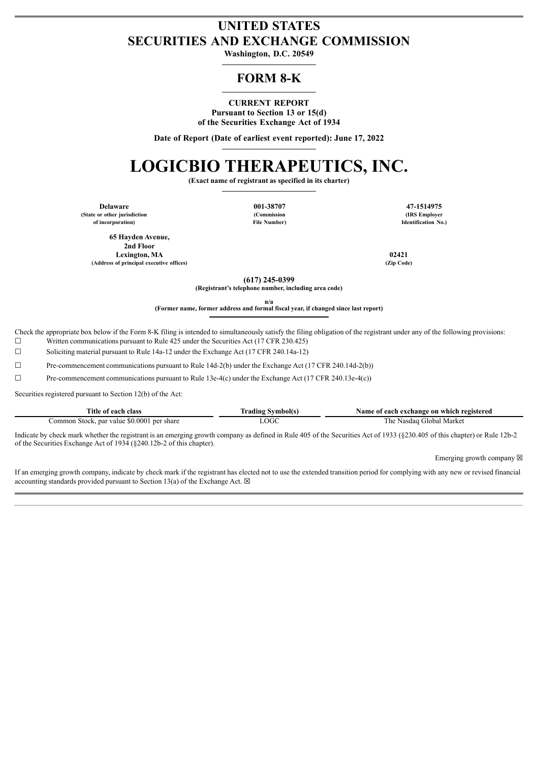# UNITED STATES
# SECURITIES AND EXCHANGE COMMISSION

**Washington, D.C. 20549**

## FORM 8-K

**CURRENT REPORT**
**Pursuant to Section 13 or 15(d)**
**of the Securities Exchange Act of 1934**

**Date of Report (Date of earliest event reported): June 17, 2022**

# LOGICBIO THERAPEUTICS, INC.

**(Exact name of registrant as specified in its charter)**

| Delaware | 001-38707 | 47-1514975 |
|---|---|---|
| (State or other jurisdiction of incorporation) | (Commission File Number) | (IRS Employer Identification No.) |

| 65 Hayden Avenue, 2nd Floor Lexington, MA | 02421 |
|---|---|
| (Address of principal executive offices) | (Zip Code) |

**(617) 245-0399**
**(Registrant's telephone number, including area code)**

**n/a**
**(Former name, former address and formal fiscal year, if changed since last report)**

Check the appropriate box below if the Form 8-K filing is intended to simultaneously satisfy the filing obligation of the registrant under any of the following provisions:

☐ Written communications pursuant to Rule 425 under the Securities Act (17 CFR 230.425)

☐ Soliciting material pursuant to Rule 14a-12 under the Exchange Act (17 CFR 240.14a-12)

☐ Pre-commencement communications pursuant to Rule 14d-2(b) under the Exchange Act (17 CFR 240.14d-2(b))

☐ Pre-commencement communications pursuant to Rule 13e-4(c) under the Exchange Act (17 CFR 240.13e-4(c))

Securities registered pursuant to Section 12(b) of the Act:

| Title of each class | Trading Symbol(s) | Name of each exchange on which registered |
|---|---|---|
| Common Stock, par value $0.0001 per share | LOGC | The Nasdaq Global Market |

Indicate by check mark whether the registrant is an emerging growth company as defined in Rule 405 of the Securities Act of 1933 (§230.405 of this chapter) or Rule 12b-2 of the Securities Exchange Act of 1934 (§240.12b-2 of this chapter).

Emerging growth company ☒

If an emerging growth company, indicate by check mark if the registrant has elected not to use the extended transition period for complying with any new or revised financial accounting standards provided pursuant to Section 13(a) of the Exchange Act. ☒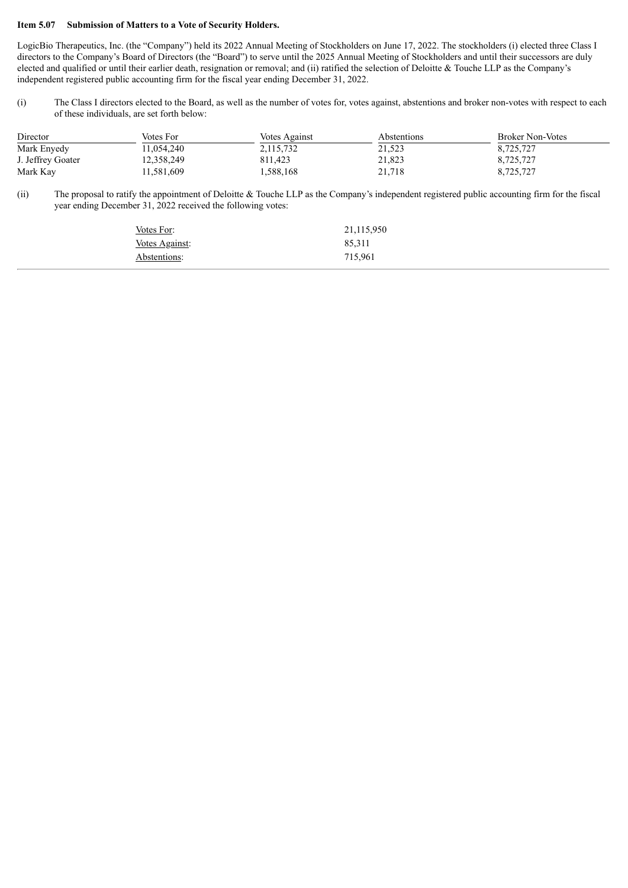**Item 5.07 Submission of Matters to a Vote of Security Holders.**

LogicBio Therapeutics, Inc. (the "Company") held its 2022 Annual Meeting of Stockholders on June 17, 2022. The stockholders (i) elected three Class I directors to the Company's Board of Directors (the "Board") to serve until the 2025 Annual Meeting of Stockholders and until their successors are duly elected and qualified or until their earlier death, resignation or removal; and (ii) ratified the selection of Deloitte & Touche LLP as the Company's independent registered public accounting firm for the fiscal year ending December 31, 2022.

(i) The Class I directors elected to the Board, as well as the number of votes for, votes against, abstentions and broker non-votes with respect to each of these individuals, are set forth below:

| Director | Votes For | Votes Against | Abstentions | Broker Non-Votes |
|---|---|---|---|---|
| Mark Enyedy | 11,054,240 | 2,115,732 | 21,523 | 8,725,727 |
| J. Jeffrey Goater | 12,358,249 | 811,423 | 21,823 | 8,725,727 |
| Mark Kay | 11,581,609 | 1,588,168 | 21,718 | 8,725,727 |

(ii) The proposal to ratify the appointment of Deloitte & Touche LLP as the Company's independent registered public accounting firm for the fiscal year ending December 31, 2022 received the following votes:

| | |
|---|---|
| Votes For: | 21,115,950 |
| Votes Against: | 85,311 |
| Abstentions: | 715,961 |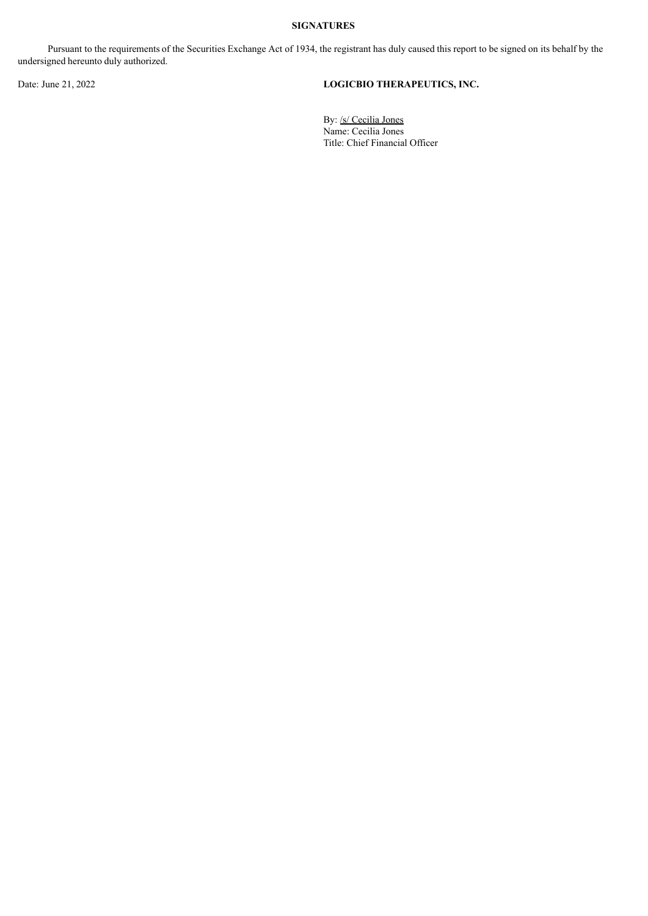**SIGNATURES**

Pursuant to the requirements of the Securities Exchange Act of 1934, the registrant has duly caused this report to be signed on its behalf by the undersigned hereunto duly authorized.

Date: June 21, 2022

**LOGICBIO THERAPEUTICS, INC.**

By: /s/ Cecilia Jones
Name: Cecilia Jones
Title: Chief Financial Officer